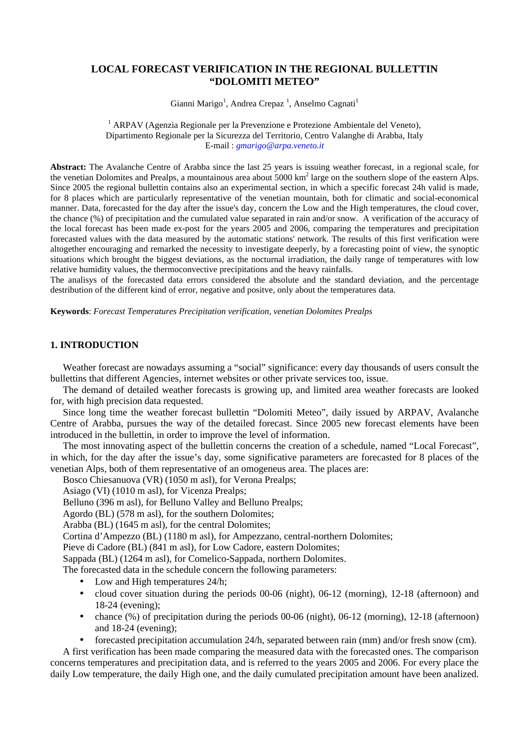# LOCAL FORECAST VERIFICATION IN THE REGIONAL BULLETTIN "DOLOMITI METEO"

Gianni Marigo[1], Andrea Crepaz [1], Anselmo Cagnati[1]

[1] ARPAV (Agenzia Regionale per la Prevenzione e Protezione Ambientale del Veneto), Dipartimento Regionale per la Sicurezza del Territorio, Centro Valanghe di Arabba, Italy
E-mail : *gmarigo@arpa.veneto.it*

**Abstract:** The Avalanche Centre of Arabba since the last 25 years is issuing weather forecast, in a regional scale, for the venetian Dolomites and Prealps, a mountainous area about 5000 km$^2$ large on the southern slope of the eastern Alps. Since 2005 the regional bullettin contains also an experimental section, in which a specific forecast 24h valid is made, for 8 places which are particularly representative of the venetian mountain, both for climatic and social-economical manner. Data, forecasted for the day after the issue's day, concern the Low and the High temperatures, the cloud cover, the chance (%) of precipitation and the cumulated value separated in rain and/or snow. A verification of the accuracy of the local forecast has been made ex-post for the years 2005 and 2006, comparing the temperatures and precipitation forecasted values with the data measured by the automatic stations' network. The results of this first verification were altogether encouraging and remarked the necessity to investigate deeperly, by a forecasting point of view, the synoptic situations which brought the biggest deviations, as the nocturnal irradiation, the daily range of temperatures with low relative humidity values, the thermoconvective precipitations and the heavy rainfalls.
The analisys of the forecasted data errors considered the absolute and the standard deviation, and the percentage destribution of the different kind of error, negative and positve, only about the temperatures data.

**Keywords**: *Forecast Temperatures Precipitation verification, venetian Dolomites Prealps*

## 1. INTRODUCTION

Weather forecast are nowadays assuming a "social" significance: every day thousands of users consult the bullettins that different Agencies, internet websites or other private services too, issue.

The demand of detailed weather forecasts is growing up, and limited area weather forecasts are looked for, with high precision data requested.

Since long time the weather forecast bullettin "Dolomiti Meteo", daily issued by ARPAV, Avalanche Centre of Arabba, pursues the way of the detailed forecast. Since 2005 new forecast elements have been introduced in the bullettin, in order to improve the level of information.

The most innovating aspect of the bullettin concerns the creation of a schedule, named "Local Forecast", in which, for the day after the issue's day, some significative parameters are forecasted for 8 places of the venetian Alps, both of them representative of an omogeneus area. The places are:

Bosco Chiesanuova (VR) (1050 m asl), for Verona Prealps;
Asiago (VI) (1010 m asl), for Vicenza Prealps;
Belluno (396 m asl), for Belluno Valley and Belluno Prealps;
Agordo (BL) (578 m asl), for the southern Dolomites;
Arabba (BL) (1645 m asl), for the central Dolomites;
Cortina d'Ampezzo (BL) (1180 m asl), for Ampezzano, central-northern Dolomites;
Pieve di Cadore (BL) (841 m asl), for Low Cadore, eastern Dolomites;
Sappada (BL) (1264 m asl), for Comelico-Sappada, northern Dolomites.

The forecasted data in the schedule concern the following parameters:

- Low and High temperatures 24/h;
- cloud cover situation during the periods 00-06 (night), 06-12 (morning), 12-18 (afternoon) and 18-24 (evening);
- chance (%) of precipitation during the periods 00-06 (night), 06-12 (morning), 12-18 (afternoon) and 18-24 (evening);
- forecasted precipitation accumulation 24/h, separated between rain (mm) and/or fresh snow (cm).

A first verification has been made comparing the measured data with the forecasted ones. The comparison concerns temperatures and precipitation data, and is referred to the years 2005 and 2006. For every place the daily Low temperature, the daily High one, and the daily cumulated precipitation amount have been analized.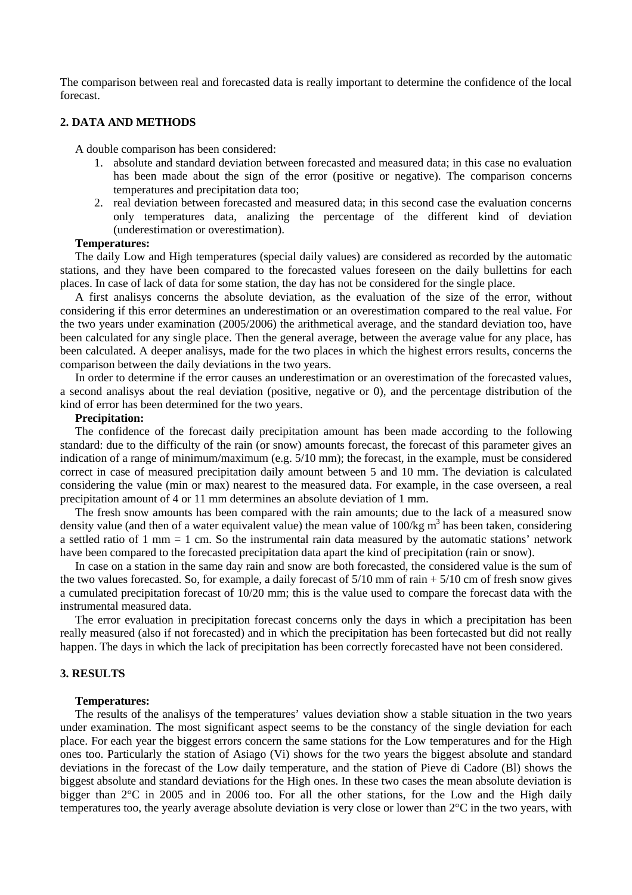The comparison between real and forecasted data is really important to determine the confidence of the local forecast.

## 2. DATA AND METHODS

A double comparison has been considered:

1. absolute and standard deviation between forecasted and measured data; in this case no evaluation has been made about the sign of the error (positive or negative). The comparison concerns temperatures and precipitation data too;
2. real deviation between forecasted and measured data; in this second case the evaluation concerns only temperatures data, analizing the percentage of the different kind of deviation (underestimation or overestimation).

**Temperatures:**

The daily Low and High temperatures (special daily values) are considered as recorded by the automatic stations, and they have been compared to the forecasted values foreseen on the daily bullettins for each places. In case of lack of data for some station, the day has not be considered for the single place.

A first analisys concerns the absolute deviation, as the evaluation of the size of the error, without considering if this error determines an underestimation or an overestimation compared to the real value. For the two years under examination (2005/2006) the arithmetical average, and the standard deviation too, have been calculated for any single place. Then the general average, between the average value for any place, has been calculated. A deeper analisys, made for the two places in which the highest errors results, concerns the comparison between the daily deviations in the two years.

In order to determine if the error causes an underestimation or an overestimation of the forecasted values, a second analisys about the real deviation (positive, negative or 0), and the percentage distribution of the kind of error has been determined for the two years.

**Precipitation:**

The confidence of the forecast daily precipitation amount has been made according to the following standard: due to the difficulty of the rain (or snow) amounts forecast, the forecast of this parameter gives an indication of a range of minimum/maximum (e.g. 5/10 mm); the forecast, in the example, must be considered correct in case of measured precipitation daily amount between 5 and 10 mm. The deviation is calculated considering the value (min or max) nearest to the measured data. For example, in the case overseen, a real precipitation amount of 4 or 11 mm determines an absolute deviation of 1 mm.

The fresh snow amounts has been compared with the rain amounts; due to the lack of a measured snow density value (and then of a water equivalent value) the mean value of 100/kg m$^3$ has been taken, considering a settled ratio of 1 mm = 1 cm. So the instrumental rain data measured by the automatic stations' network have been compared to the forecasted precipitation data apart the kind of precipitation (rain or snow).

In case on a station in the same day rain and snow are both forecasted, the considered value is the sum of the two values forecasted. So, for example, a daily forecast of 5/10 mm of rain + 5/10 cm of fresh snow gives a cumulated precipitation forecast of 10/20 mm; this is the value used to compare the forecast data with the instrumental measured data.

The error evaluation in precipitation forecast concerns only the days in which a precipitation has been really measured (also if not forecasted) and in which the precipitation has been fortecasted but did not really happen. The days in which the lack of precipitation has been correctly forecasted have not been considered.

## 3. RESULTS

**Temperatures:**

The results of the analisys of the temperatures' values deviation show a stable situation in the two years under examination. The most significant aspect seems to be the constancy of the single deviation for each place. For each year the biggest errors concern the same stations for the Low temperatures and for the High ones too. Particularly the station of Asiago (Vi) shows for the two years the biggest absolute and standard deviations in the forecast of the Low daily temperature, and the station of Pieve di Cadore (Bl) shows the biggest absolute and standard deviations for the High ones. In these two cases the mean absolute deviation is bigger than 2°C in 2005 and in 2006 too. For all the other stations, for the Low and the High daily temperatures too, the yearly average absolute deviation is very close or lower than 2°C in the two years, with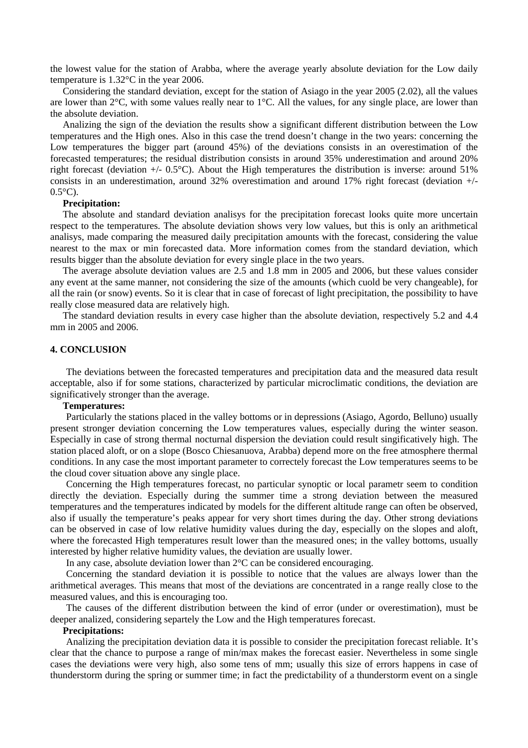the lowest value for the station of Arabba, where the average yearly absolute deviation for the Low daily temperature is 1.32°C in the year 2006.

Considering the standard deviation, except for the station of Asiago in the year 2005 (2.02), all the values are lower than 2°C, with some values really near to 1°C. All the values, for any single place, are lower than the absolute deviation.

Analizing the sign of the deviation the results show a significant different distribution between the Low temperatures and the High ones. Also in this case the trend doesn't change in the two years: concerning the Low temperatures the bigger part (around 45%) of the deviations consists in an overestimation of the forecasted temperatures; the residual distribution consists in around 35% underestimation and around 20% right forecast (deviation +/- 0.5°C). About the High temperatures the distribution is inverse: around 51% consists in an underestimation, around 32% overestimation and around 17% right forecast (deviation +/- 0.5°C).

**Precipitation:**

The absolute and standard deviation analisys for the precipitation forecast looks quite more uncertain respect to the temperatures. The absolute deviation shows very low values, but this is only an arithmetical analisys, made comparing the measured daily precipitation amounts with the forecast, considering the value nearest to the max or min forecasted data. More information comes from the standard deviation, which results bigger than the absolute deviation for every single place in the two years.

The average absolute deviation values are 2.5 and 1.8 mm in 2005 and 2006, but these values consider any event at the same manner, not considering the size of the amounts (which cuold be very changeable), for all the rain (or snow) events. So it is clear that in case of forecast of light precipitation, the possibility to have really close measured data are relatively high.

The standard deviation results in every case higher than the absolute deviation, respectively 5.2 and 4.4 mm in 2005 and 2006.

## 4. CONCLUSION

The deviations between the forecasted temperatures and precipitation data and the measured data result acceptable, also if for some stations, characterized by particular microclimatic conditions, the deviation are significatively stronger than the average.

**Temperatures:**

Particularly the stations placed in the valley bottoms or in depressions (Asiago, Agordo, Belluno) usually present stronger deviation concerning the Low temperatures values, especially during the winter season. Especially in case of strong thermal nocturnal dispersion the deviation could result singificatively high. The station placed aloft, or on a slope (Bosco Chiesanuova, Arabba) depend more on the free atmosphere thermal conditions. In any case the most important parameter to correctely forecast the Low temperatures seems to be the cloud cover situation above any single place.

Concerning the High temperatures forecast, no particular synoptic or local parametr seem to condition directly the deviation. Especially during the summer time a strong deviation between the measured temperatures and the temperatures indicated by models for the different altitude range can often be observed, also if usually the temperature's peaks appear for very short times during the day. Other strong deviations can be observed in case of low relative humidity values during the day, especially on the slopes and aloft, where the forecasted High temperatures result lower than the measured ones; in the valley bottoms, usually interested by higher relative humidity values, the deviation are usually lower.

In any case, absolute deviation lower than 2°C can be considered encouraging.

Concerning the standard deviation it is possible to notice that the values are always lower than the arithmetical averages. This means that most of the deviations are concentrated in a range really close to the measured values, and this is encouraging too.

The causes of the different distribution between the kind of error (under or overestimation), must be deeper analized, considering separtely the Low and the High temperatures forecast.

**Precipitations:**

Analizing the precipitation deviation data it is possible to consider the precipitation forecast reliable. It's clear that the chance to purpose a range of min/max makes the forecast easier. Nevertheless in some single cases the deviations were very high, also some tens of mm; usually this size of errors happens in case of thunderstorm during the spring or summer time; in fact the predictability of a thunderstorm event on a single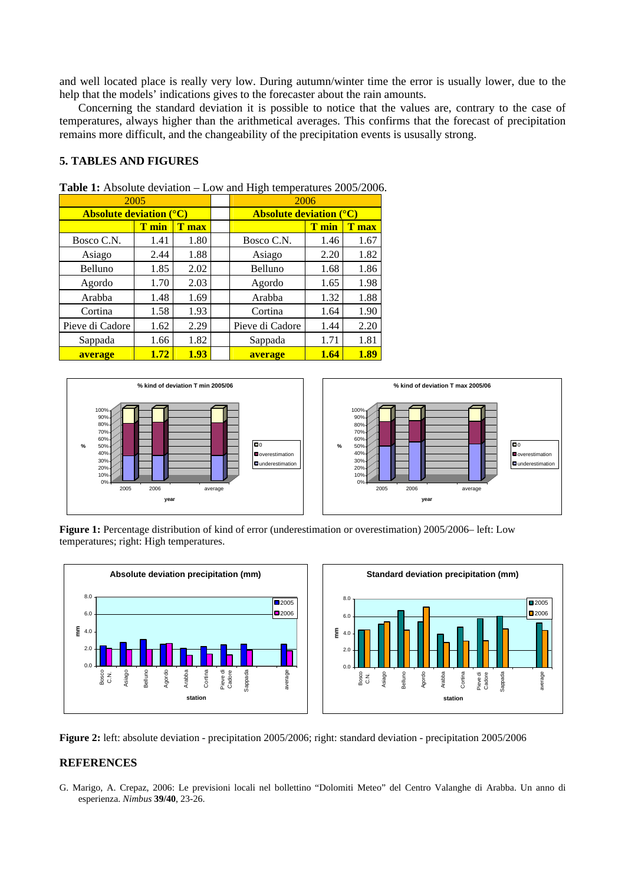and well located place is really very low. During autumn/winter time the error is usually lower, due to the help that the models' indications gives to the forecaster about the rain amounts.

Concerning the standard deviation it is possible to notice that the values are, contrary to the case of temperatures, always higher than the arithmetical averages. This confirms that the forecast of precipitation remains more difficult, and the changeability of the precipitation events is ususally strong.

## 5. TABLES AND FIGURES

**Table 1:** Absolute deviation – Low and High temperatures 2005/2006.

| 2005 | | | | 2006 | | |
|---|---|---|---|---|---|---|
| **Absolute deviation (°C)** | | | | **Absolute deviation (°C)** | | |
| | **T min** | **T max** | | | **T min** | **T max** |
| Bosco C.N. | 1.41 | 1.80 | | Bosco C.N. | 1.46 | 1.67 |
| Asiago | 2.44 | 1.88 | | Asiago | 2.20 | 1.82 |
| Belluno | 1.85 | 2.02 | | Belluno | 1.68 | 1.86 |
| Agordo | 1.70 | 2.03 | | Agordo | 1.65 | 1.98 |
| Arabba | 1.48 | 1.69 | | Arabba | 1.32 | 1.88 |
| Cortina | 1.58 | 1.93 | | Cortina | 1.64 | 1.90 |
| Pieve di Cadore | 1.62 | 2.29 | | Pieve di Cadore | 1.44 | 2.20 |
| Sappada | 1.66 | 1.82 | | Sappada | 1.71 | 1.81 |
| **average** | **1.72** | **1.93** | | **average** | **1.64** | **1.89** |

% kind of deviation T min 2005/06

% kind of deviation T max 2005/06

**Figure 1:** Percentage distribution of kind of error (underestimation or overestimation) 2005/2006– left: Low temperatures; right: High temperatures.

Absolute deviation precipitation (mm)

Standard deviation precipitation (mm)

**Figure 2:** left: absolute deviation - precipitation 2005/2006; right: standard deviation - precipitation 2005/2006

## REFERENCES

G. Marigo, A. Crepaz, 2006: Le previsioni locali nel bollettino "Dolomiti Meteo" del Centro Valanghe di Arabba. Un anno di esperienza. *Nimbus* **39/40**, 23-26.